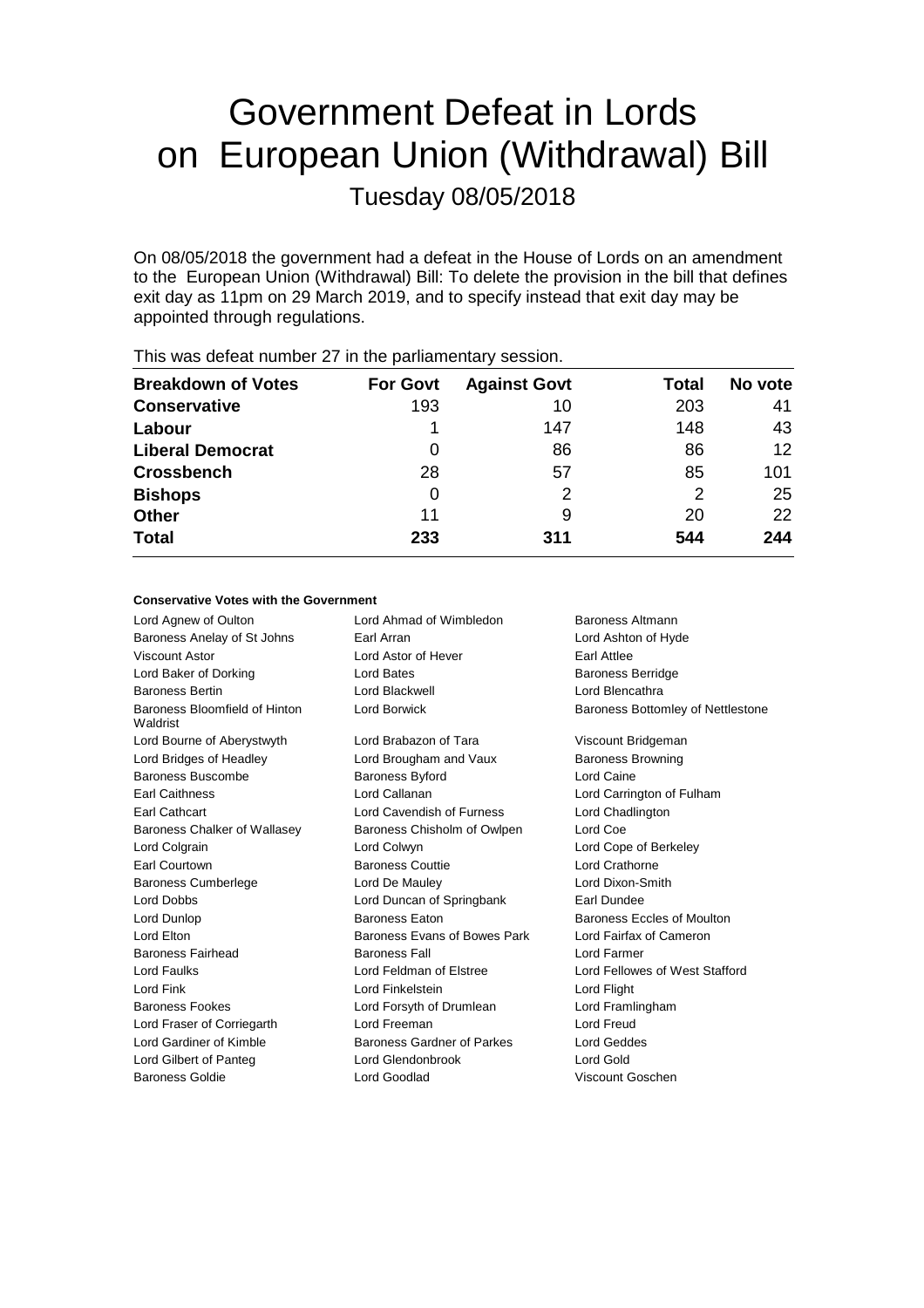# Government Defeat in Lords on European Union (Withdrawal) Bill

## Tuesday 08/05/2018

On 08/05/2018 the government had a defeat in the House of Lords on an amendment to the European Union (Withdrawal) Bill: To delete the provision in the bill that defines exit day as 11pm on 29 March 2019, and to specify instead that exit day may be appointed through regulations.

This was defeat number 27 in the parliamentary session.

| Breakdown of Votes | For Govt | Against Govt | Total | No vote |
|---|---|---|---|---|
| **Conservative** | 193 | 10 | 203 | 41 |
| **Labour** | 1 | 147 | 148 | 43 |
| **Liberal Democrat** | 0 | 86 | 86 | 12 |
| **Crossbench** | 28 | 57 | 85 | 101 |
| **Bishops** | 0 | 2 | 2 | 25 |
| **Other** | 11 | 9 | 20 | 22 |
| **Total** | **233** | **311** | **544** | **244** |

### Conservative Votes with the Government

| | | |
|---|---|---|
| Lord Agnew of Oulton | Lord Ahmad of Wimbledon | Baroness Altmann |
| Baroness Anelay of St Johns | Earl Arran | Lord Ashton of Hyde |
| Viscount Astor | Lord Astor of Hever | Earl Attlee |
| Lord Baker of Dorking | Lord Bates | Baroness Berridge |
| Baroness Bertin | Lord Blackwell | Lord Blencathra |
| Baroness Bloomfield of Hinton Waldrist | Lord Borwick | Baroness Bottomley of Nettlestone |
| Lord Bourne of Aberystwyth | Lord Brabazon of Tara | Viscount Bridgeman |
| Lord Bridges of Headley | Lord Brougham and Vaux | Baroness Browning |
| Baroness Buscombe | Baroness Byford | Lord Caine |
| Earl Caithness | Lord Callanan | Lord Carrington of Fulham |
| Earl Cathcart | Lord Cavendish of Furness | Lord Chadlington |
| Baroness Chalker of Wallasey | Baroness Chisholm of Owlpen | Lord Coe |
| Lord Colgrain | Lord Colwyn | Lord Cope of Berkeley |
| Earl Courtown | Baroness Couttie | Lord Crathorne |
| Baroness Cumberlege | Lord De Mauley | Lord Dixon-Smith |
| Lord Dobbs | Lord Duncan of Springbank | Earl Dundee |
| Lord Dunlop | Baroness Eaton | Baroness Eccles of Moulton |
| Lord Elton | Baroness Evans of Bowes Park | Lord Fairfax of Cameron |
| Baroness Fairhead | Baroness Fall | Lord Farmer |
| Lord Faulks | Lord Feldman of Elstree | Lord Fellowes of West Stafford |
| Lord Fink | Lord Finkelstein | Lord Flight |
| Baroness Fookes | Lord Forsyth of Drumlean | Lord Framlingham |
| Lord Fraser of Corriegarth | Lord Freeman | Lord Freud |
| Lord Gardiner of Kimble | Baroness Gardner of Parkes | Lord Geddes |
| Lord Gilbert of Panteg | Lord Glendonbrook | Lord Gold |
| Baroness Goldie | Lord Goodlad | Viscount Goschen |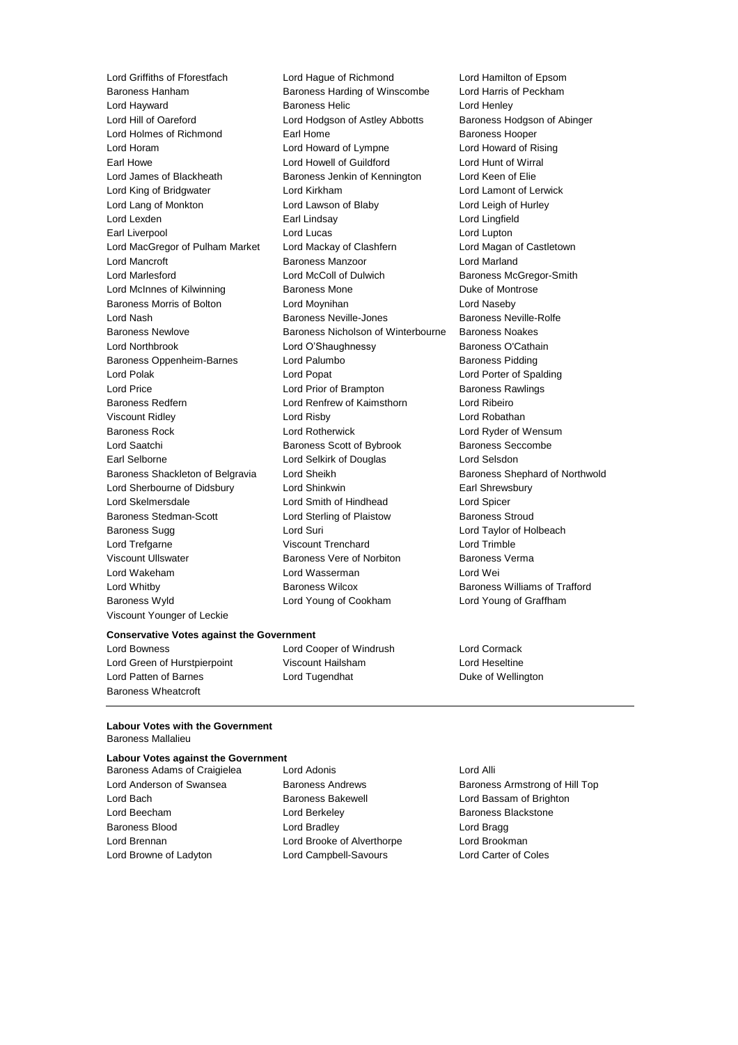Lord Griffiths of Fforestfach
Lord Hague of Richmond
Lord Hamilton of Epsom
Baroness Hanham
Baroness Harding of Winscombe
Lord Harris of Peckham
Lord Hayward
Baroness Helic
Lord Henley
Lord Hill of Oareford
Lord Hodgson of Astley Abbotts
Baroness Hodgson of Abinger
Lord Holmes of Richmond
Earl Home
Baroness Hooper
Lord Horam
Lord Howard of Lympne
Lord Howard of Rising
Earl Howe
Lord Howell of Guildford
Lord Hunt of Wirral
Lord James of Blackheath
Baroness Jenkin of Kennington
Lord Keen of Elie
Lord King of Bridgwater
Lord Kirkham
Lord Lamont of Lerwick
Lord Lang of Monkton
Lord Lawson of Blaby
Lord Leigh of Hurley
Lord Lexden
Earl Lindsay
Lord Lingfield
Earl Liverpool
Lord Lucas
Lord Lupton
Lord MacGregor of Pulham Market
Lord Mackay of Clashfern
Lord Magan of Castletown
Lord Mancroft
Baroness Manzoor
Lord Marland
Lord Marlesford
Lord McColl of Dulwich
Baroness McGregor-Smith
Lord McInnes of Kilwinning
Baroness Mone
Duke of Montrose
Baroness Morris of Bolton
Lord Moynihan
Lord Naseby
Lord Nash
Baroness Neville-Jones
Baroness Neville-Rolfe
Baroness Newlove
Baroness Nicholson of Winterbourne
Baroness Noakes
Lord Northbrook
Lord O'Shaughnessy
Baroness O'Cathain
Baroness Oppenheim-Barnes
Lord Palumbo
Baroness Pidding
Lord Polak
Lord Popat
Lord Porter of Spalding
Lord Price
Lord Prior of Brampton
Baroness Rawlings
Baroness Redfern
Lord Renfrew of Kaimsthorn
Lord Ribeiro
Viscount Ridley
Lord Risby
Lord Robathan
Baroness Rock
Lord Rotherwick
Lord Ryder of Wensum
Lord Saatchi
Baroness Scott of Bybrook
Baroness Seccombe
Earl Selborne
Lord Selkirk of Douglas
Lord Selsdon
Baroness Shackleton of Belgravia
Lord Sheikh
Baroness Shephard of Northwold
Lord Sherbourne of Didsbury
Lord Shinkwin
Earl Shrewsbury
Lord Skelmersdale
Lord Smith of Hindhead
Lord Spicer
Baroness Stedman-Scott
Lord Sterling of Plaistow
Baroness Stroud
Baroness Sugg
Lord Suri
Lord Taylor of Holbeach
Lord Trefgarne
Viscount Trenchard
Lord Trimble
Viscount Ullswater
Baroness Vere of Norbiton
Baroness Verma
Lord Wakeham
Lord Wasserman
Lord Wei
Lord Whitby
Baroness Wilcox
Baroness Williams of Trafford
Baroness Wyld
Lord Young of Cookham
Lord Young of Graffham
Viscount Younger of Leckie

**Conservative Votes against the Government**

Lord Bowness
Lord Cooper of Windrush
Lord Cormack
Lord Green of Hurstpierpoint
Viscount Hailsham
Lord Heseltine
Lord Patten of Barnes
Lord Tugendhat
Duke of Wellington
Baroness Wheatcroft

---

**Labour Votes with the Government**

Baroness Mallalieu

**Labour Votes against the Government**

Baroness Adams of Craigielea
Lord Adonis
Lord Alli
Lord Anderson of Swansea
Baroness Andrews
Baroness Armstrong of Hill Top
Lord Bach
Baroness Bakewell
Lord Bassam of Brighton
Lord Beecham
Lord Berkeley
Baroness Blackstone
Baroness Blood
Lord Bradley
Lord Bragg
Lord Brennan
Lord Brooke of Alverthorpe
Lord Brookman
Lord Browne of Ladyton
Lord Campbell-Savours
Lord Carter of Coles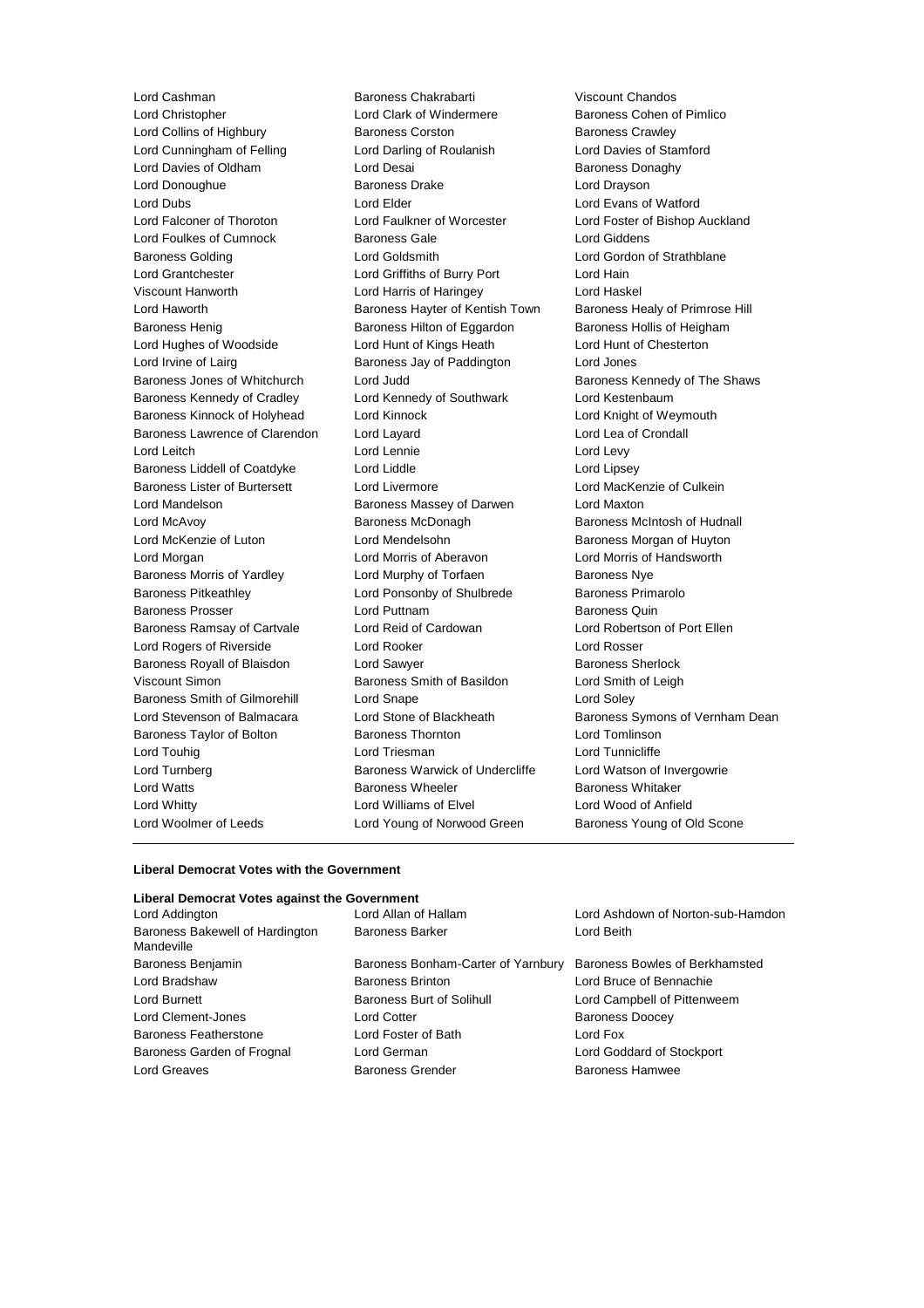Lord Cashman
Baroness Chakrabarti
Viscount Chandos
Lord Christopher
Lord Clark of Windermere
Baroness Cohen of Pimlico
Lord Collins of Highbury
Baroness Corston
Baroness Crawley
Lord Cunningham of Felling
Lord Darling of Roulanish
Lord Davies of Stamford
Lord Davies of Oldham
Lord Desai
Baroness Donaghy
Lord Donoughue
Baroness Drake
Lord Drayson
Lord Dubs
Lord Elder
Lord Evans of Watford
Lord Falconer of Thoroton
Lord Faulkner of Worcester
Lord Foster of Bishop Auckland
Lord Foulkes of Cumnock
Baroness Gale
Lord Giddens
Baroness Golding
Lord Goldsmith
Lord Gordon of Strathblane
Lord Grantchester
Lord Griffiths of Burry Port
Lord Hain
Viscount Hanworth
Lord Harris of Haringey
Lord Haskel
Lord Haworth
Baroness Hayter of Kentish Town
Baroness Healy of Primrose Hill
Baroness Henig
Baroness Hilton of Eggardon
Baroness Hollis of Heigham
Lord Hughes of Woodside
Lord Hunt of Kings Heath
Lord Hunt of Chesterton
Lord Irvine of Lairg
Baroness Jay of Paddington
Lord Jones
Baroness Jones of Whitchurch
Lord Judd
Baroness Kennedy of The Shaws
Baroness Kennedy of Cradley
Lord Kennedy of Southwark
Lord Kestenbaum
Baroness Kinnock of Holyhead
Lord Kinnock
Lord Knight of Weymouth
Baroness Lawrence of Clarendon
Lord Layard
Lord Lea of Crondall
Lord Leitch
Lord Lennie
Lord Levy
Baroness Liddell of Coatdyke
Lord Liddle
Lord Lipsey
Baroness Lister of Burtersett
Lord Livermore
Lord MacKenzie of Culkein
Lord Mandelson
Baroness Massey of Darwen
Lord Maxton
Lord McAvoy
Baroness McDonagh
Baroness McIntosh of Hudnall
Lord McKenzie of Luton
Lord Mendelsohn
Baroness Morgan of Huyton
Lord Morgan
Lord Morris of Aberavon
Lord Morris of Handsworth
Baroness Morris of Yardley
Lord Murphy of Torfaen
Baroness Nye
Baroness Pitkeathley
Lord Ponsonby of Shulbrede
Baroness Primarolo
Baroness Prosser
Lord Puttnam
Baroness Quin
Baroness Ramsay of Cartvale
Lord Reid of Cardowan
Lord Robertson of Port Ellen
Lord Rogers of Riverside
Lord Rooker
Lord Rosser
Baroness Royall of Blaisdon
Lord Sawyer
Baroness Sherlock
Viscount Simon
Baroness Smith of Basildon
Lord Smith of Leigh
Baroness Smith of Gilmorehill
Lord Snape
Lord Soley
Lord Stevenson of Balmacara
Lord Stone of Blackheath
Baroness Symons of Vernham Dean
Baroness Taylor of Bolton
Baroness Thornton
Lord Tomlinson
Lord Touhig
Lord Triesman
Lord Tunnicliffe
Lord Turnberg
Baroness Warwick of Undercliffe
Lord Watson of Invergowrie
Lord Watts
Baroness Wheeler
Baroness Whitaker
Lord Whitty
Lord Williams of Elvel
Lord Wood of Anfield
Lord Woolmer of Leeds
Lord Young of Norwood Green
Baroness Young of Old Scone

---

**Liberal Democrat Votes with the Government**

**Liberal Democrat Votes against the Government**

Lord Addington
Lord Allan of Hallam
Lord Ashdown of Norton-sub-Hamdon
Baroness Bakewell of Hardington Mandeville
Baroness Barker
Lord Beith
Baroness Benjamin
Baroness Bonham-Carter of Yarnbury
Baroness Bowles of Berkhamsted
Lord Bradshaw
Baroness Brinton
Lord Bruce of Bennachie
Lord Burnett
Baroness Burt of Solihull
Lord Campbell of Pittenweem
Lord Clement-Jones
Lord Cotter
Baroness Doocey
Baroness Featherstone
Lord Foster of Bath
Lord Fox
Baroness Garden of Frognal
Lord German
Lord Goddard of Stockport
Lord Greaves
Baroness Grender
Baroness Hamwee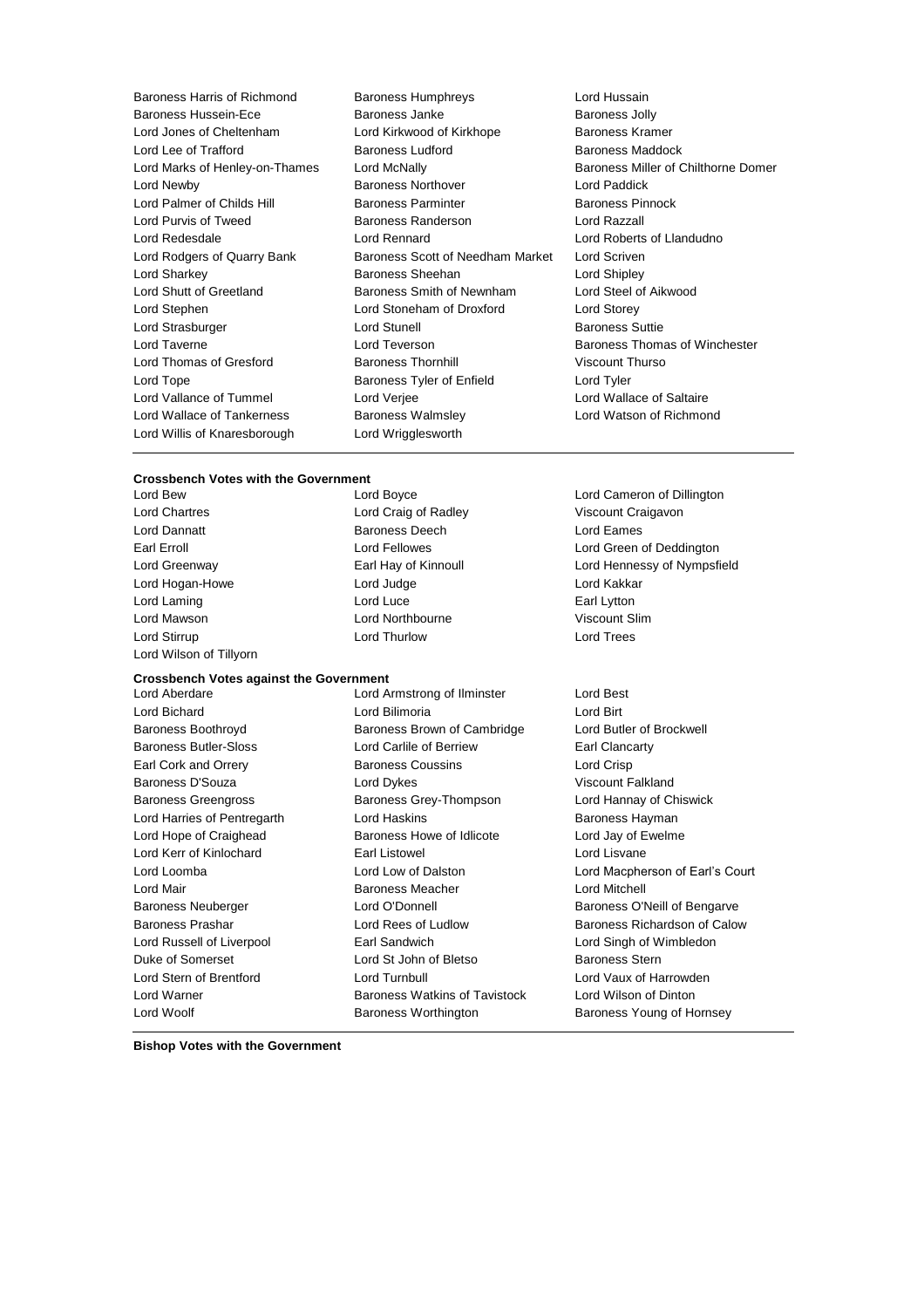Baroness Harris of Richmond
Baroness Humphreys
Lord Hussain
Baroness Hussein-Ece
Baroness Janke
Baroness Jolly
Lord Jones of Cheltenham
Lord Kirkwood of Kirkhope
Baroness Kramer
Lord Lee of Trafford
Baroness Ludford
Baroness Maddock
Lord Marks of Henley-on-Thames
Lord McNally
Baroness Miller of Chilthorne Domer
Lord Newby
Baroness Northover
Lord Paddick
Lord Palmer of Childs Hill
Baroness Parminter
Baroness Pinnock
Lord Purvis of Tweed
Baroness Randerson
Lord Razzall
Lord Redesdale
Lord Rennard
Lord Roberts of Llandudno
Lord Rodgers of Quarry Bank
Baroness Scott of Needham Market
Lord Scriven
Lord Sharkey
Baroness Sheehan
Lord Shipley
Lord Shutt of Greetland
Baroness Smith of Newnham
Lord Steel of Aikwood
Lord Stephen
Lord Stoneham of Droxford
Lord Storey
Lord Strasburger
Lord Stunell
Baroness Suttie
Lord Taverne
Lord Teverson
Baroness Thomas of Winchester
Lord Thomas of Gresford
Baroness Thornhill
Viscount Thurso
Lord Tope
Baroness Tyler of Enfield
Lord Tyler
Lord Vallance of Tummel
Lord Verjee
Lord Wallace of Saltaire
Lord Wallace of Tankerness
Baroness Walmsley
Lord Watson of Richmond
Lord Willis of Knaresborough
Lord Wrigglesworth

---

**Crossbench Votes with the Government**

Lord Bew
Lord Boyce
Lord Cameron of Dillington
Lord Chartres
Lord Craig of Radley
Viscount Craigavon
Lord Dannatt
Baroness Deech
Lord Eames
Earl Erroll
Lord Fellowes
Lord Green of Deddington
Lord Greenway
Earl Hay of Kinnoull
Lord Hennessy of Nympsfield
Lord Hogan-Howe
Lord Judge
Lord Kakkar
Lord Laming
Lord Luce
Earl Lytton
Lord Mawson
Lord Northbourne
Viscount Slim
Lord Stirrup
Lord Thurlow
Lord Trees
Lord Wilson of Tillyorn

**Crossbench Votes against the Government**

Lord Aberdare
Lord Armstrong of Ilminster
Lord Best
Lord Bichard
Lord Bilimoria
Lord Birt
Baroness Boothroyd
Baroness Brown of Cambridge
Lord Butler of Brockwell
Baroness Butler-Sloss
Lord Carlile of Berriew
Earl Clancarty
Earl Cork and Orrery
Baroness Coussins
Lord Crisp
Baroness D'Souza
Lord Dykes
Viscount Falkland
Baroness Greengross
Baroness Grey-Thompson
Lord Hannay of Chiswick
Lord Harries of Pentregarth
Lord Haskins
Baroness Hayman
Lord Hope of Craighead
Baroness Howe of Idlicote
Lord Jay of Ewelme
Lord Kerr of Kinlochard
Earl Listowel
Lord Lisvane
Lord Loomba
Lord Low of Dalston
Lord Macpherson of Earl's Court
Lord Mair
Baroness Meacher
Lord Mitchell
Baroness Neuberger
Lord O'Donnell
Baroness O'Neill of Bengarve
Baroness Prashar
Lord Rees of Ludlow
Baroness Richardson of Calow
Lord Russell of Liverpool
Earl Sandwich
Lord Singh of Wimbledon
Duke of Somerset
Lord St John of Bletso
Baroness Stern
Lord Stern of Brentford
Lord Turnbull
Lord Vaux of Harrowden
Lord Warner
Baroness Watkins of Tavistock
Lord Wilson of Dinton
Lord Woolf
Baroness Worthington
Baroness Young of Hornsey

---

**Bishop Votes with the Government**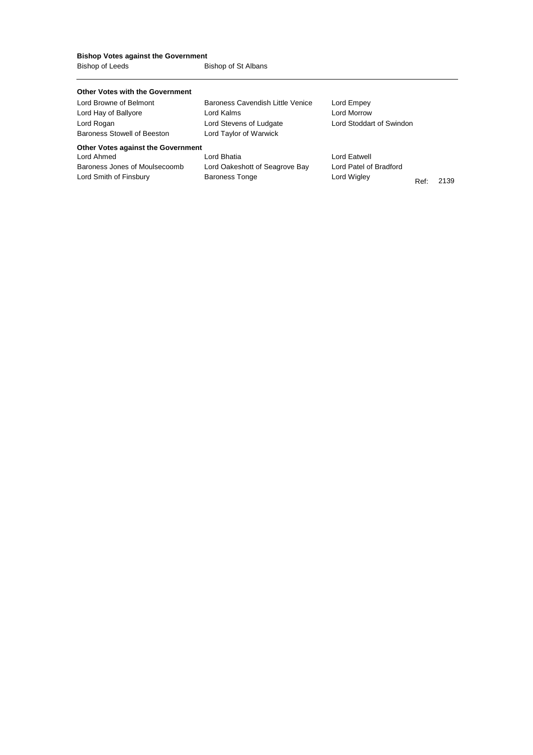**Bishop Votes against the Government**

Bishop of Leeds
Bishop of St Albans

---

**Other Votes with the Government**

Lord Browne of Belmont
Baroness Cavendish Little Venice
Lord Empey
Lord Hay of Ballyore
Lord Kalms
Lord Morrow
Lord Rogan
Lord Stevens of Ludgate
Lord Stoddart of Swindon
Baroness Stowell of Beeston
Lord Taylor of Warwick

**Other Votes against the Government**

Lord Ahmed
Lord Bhatia
Lord Eatwell
Baroness Jones of Moulsecoomb
Lord Oakeshott of Seagrove Bay
Lord Patel of Bradford
Lord Smith of Finsbury
Baroness Tonge
Lord Wigley

Ref: 2139